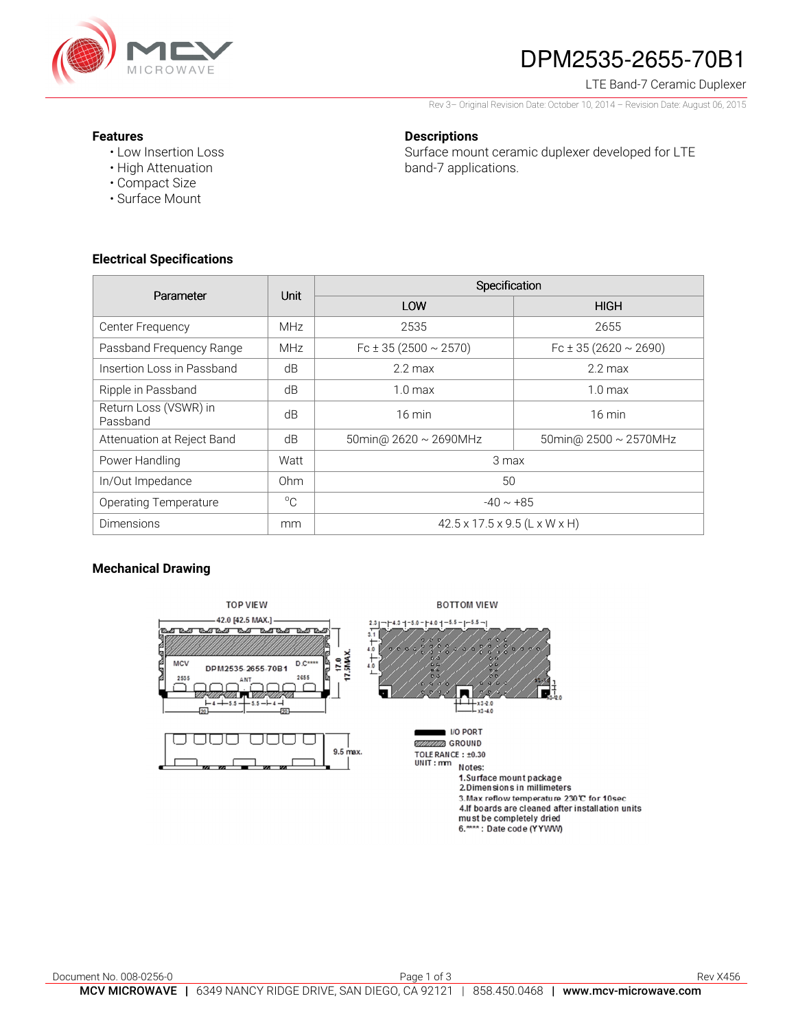# DPM2535-2655-70B1

LTE Band-7 Ceramic Duplexer

Rev 3– Original Revision Date: October 10, 2014 – Revision Date: August 06, 2015

### Features

- Low Insertion Loss
- High Attenuation
- Compact Size
- Surface Mount

### Descriptions

Surface mount ceramic duplexer developed for LTE band-7 applications.

### Electrical Specifications

| Parameter | Unit | Specification | |
|---|---|---|---|
| | | LOW | HIGH |
| Center Frequency | MHz | 2535 | 2655 |
| Passband Frequency Range | MHz | Fc ± 35 (2500 ~ 2570) | Fc ± 35 (2620 ~ 2690) |
| Insertion Loss in Passband | dB | 2.2 max | 2.2 max |
| Ripple in Passband | dB | 1.0 max | 1.0 max |
| Return Loss (VSWR) in Passband | dB | 16 min | 16 min |
| Attenuation at Reject Band | dB | 50min@ 2620 ~ 2690MHz | 50min@ 2500 ~ 2570MHz |
| Power Handling | Watt | 3 max | |
| In/Out Impedance | Ohm | 50 | |
| Operating Temperature | °C | -40 ~ +85 | |
| Dimensions | mm | 42.5 x 17.5 x 9.5 (L x W x H) | |

### Mechanical Drawing

TOP VIEW

BOTTOM VIEW

42.0 [42.5 MAX.]

17.0 17.5MAX.

MCV DPM2535-2655-70B1 D.C****

2535 ANT 2655

9.5 max.

I/O PORT

GROUND

TOLERANCE : ±0.30

UNIT : mm

Notes:

1. Surface mount package
2. Dimensions in millimeters
3. Max reflow temperature 230°C for 10sec
4. If boards are cleaned after installation units must be completely dried
5. 
6. ****: Date code (YYWW)

Document No. 008-0256-0 Rev X456

**MCV MICROWAVE** | 6349 NANCY RIDGE DRIVE, SAN DIEGO, CA 92121 | 858.450.0468 | **www.mcv-microwave.com**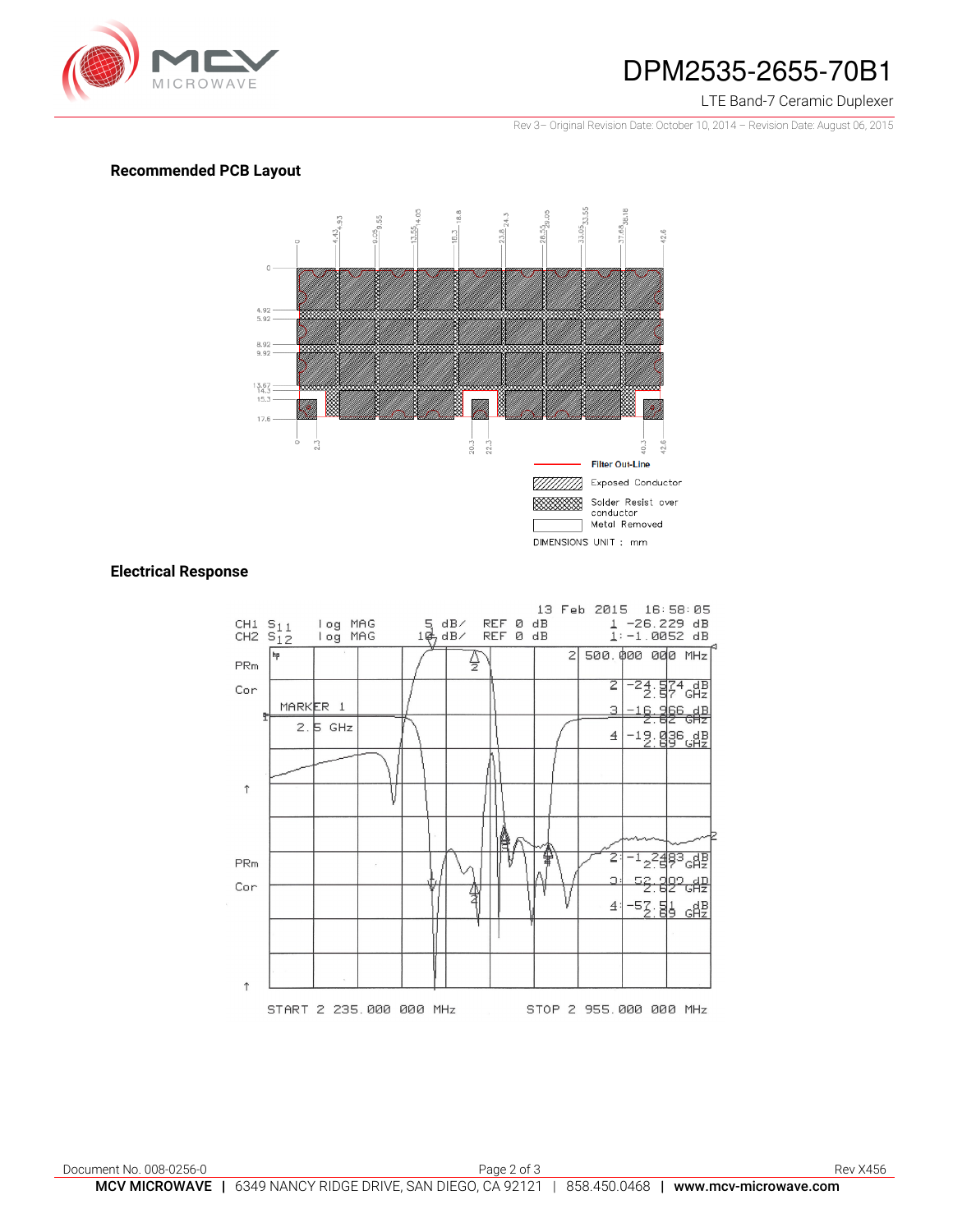## Recommended PCB Layout

Filter Out-Line

Exposed Conductor

Solder Resist over conductor

Metal Removed

DIMENSIONS UNIT : mm

## Electrical Response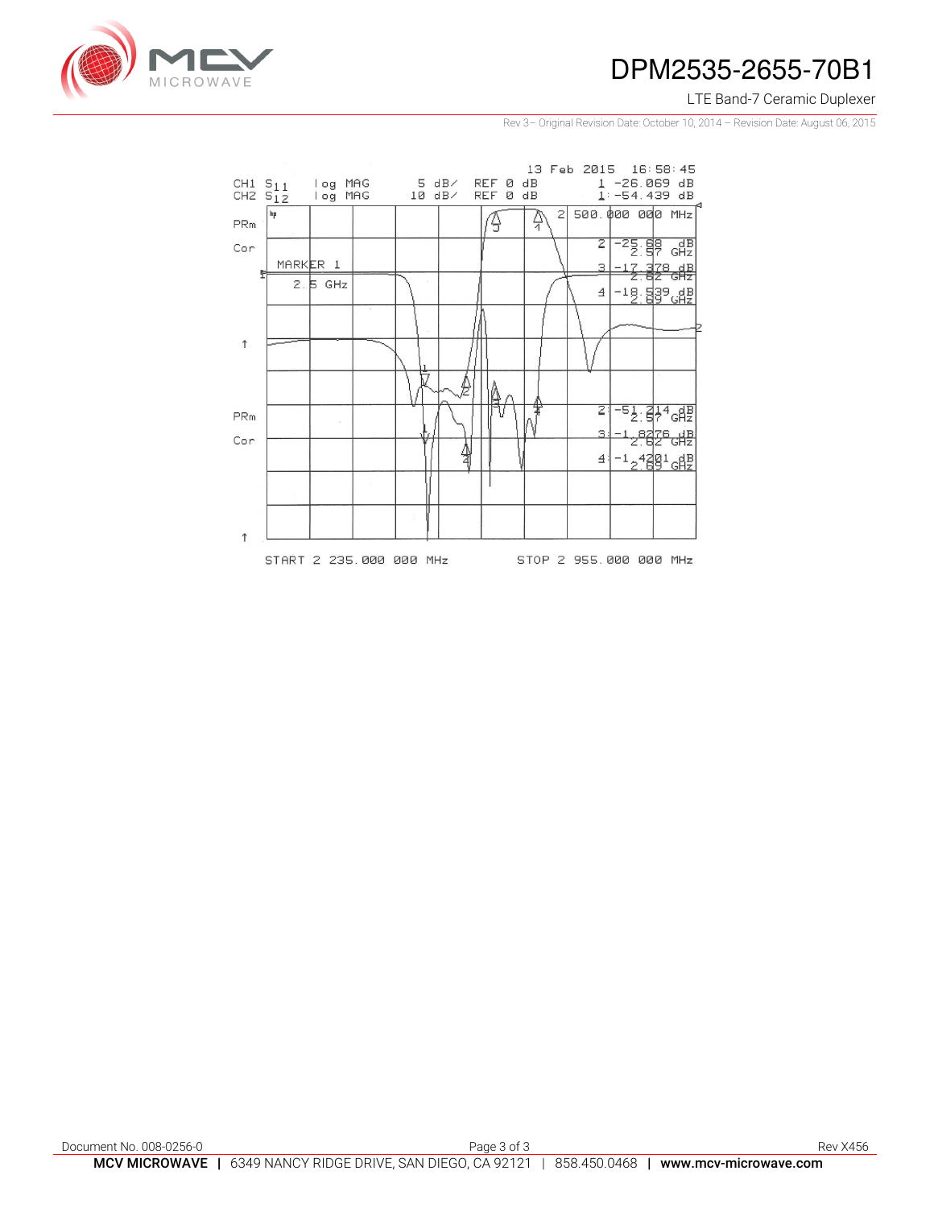# DPM2535-2655-70B1

LTE Band-7 Ceramic Duplexer

Rev 3– Original Revision Date: October 10, 2014 – Revision Date: August 06, 2015

13 Feb 2015 16:58:45

CH1 $S_{11}$ log MAG 5 dB/ REF 0 dB 1 -26.069 dB

CH2 $S_{12}$ log MAG 10 dB/ REF 0 dB 1: -54.439 dB

2 500.000 000 MHz

PRm

Cor

MARKER 1

2.5 GHz

2 -25.88 dB 2.57 GHz

3 -17.378 dB 2.62 GHz

4 -18.539 dB 2.69 GHz

PRm

Cor

2: -51.214 dB 2.57 GHz

3: -1.8276 dB 2.62 GHz

4: -1.4201 dB 2.69 GHz

START 2 235.000 000 MHz STOP 2 955.000 000 MHz